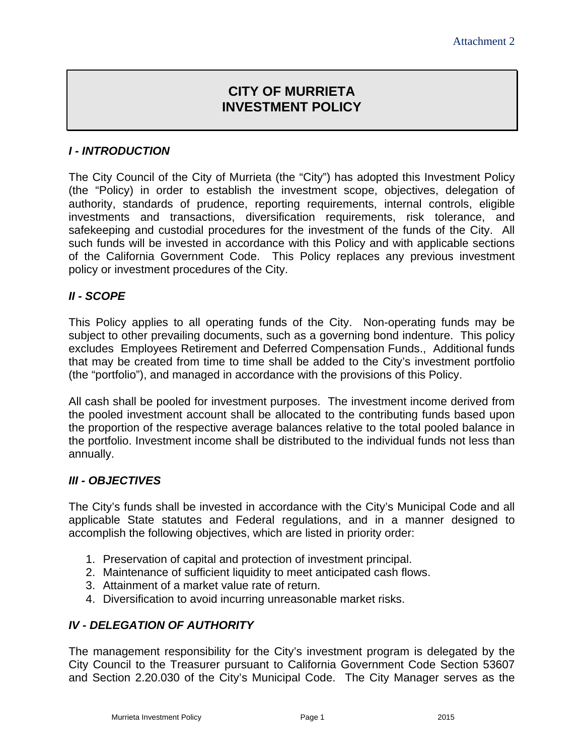Attachment 2

# CITY OF MURRIETA
# INVESTMENT POLICY

## *I - INTRODUCTION*

The City Council of the City of Murrieta (the "City") has adopted this Investment Policy (the "Policy) in order to establish the investment scope, objectives, delegation of authority, standards of prudence, reporting requirements, internal controls, eligible investments and transactions, diversification requirements, risk tolerance, and safekeeping and custodial procedures for the investment of the funds of the City. All such funds will be invested in accordance with this Policy and with applicable sections of the California Government Code. This Policy replaces any previous investment policy or investment procedures of the City.

## *II - SCOPE*

This Policy applies to all operating funds of the City. Non-operating funds may be subject to other prevailing documents, such as a governing bond indenture. This policy excludes Employees Retirement and Deferred Compensation Funds., Additional funds that may be created from time to time shall be added to the City's investment portfolio (the "portfolio"), and managed in accordance with the provisions of this Policy.

All cash shall be pooled for investment purposes. The investment income derived from the pooled investment account shall be allocated to the contributing funds based upon the proportion of the respective average balances relative to the total pooled balance in the portfolio. Investment income shall be distributed to the individual funds not less than annually.

## *III - OBJECTIVES*

The City's funds shall be invested in accordance with the City's Municipal Code and all applicable State statutes and Federal regulations, and in a manner designed to accomplish the following objectives, which are listed in priority order:

1. Preservation of capital and protection of investment principal.
2. Maintenance of sufficient liquidity to meet anticipated cash flows.
3. Attainment of a market value rate of return.
4. Diversification to avoid incurring unreasonable market risks.

## *IV - DELEGATION OF AUTHORITY*

The management responsibility for the City's investment program is delegated by the City Council to the Treasurer pursuant to California Government Code Section 53607 and Section 2.20.030 of the City's Municipal Code. The City Manager serves as the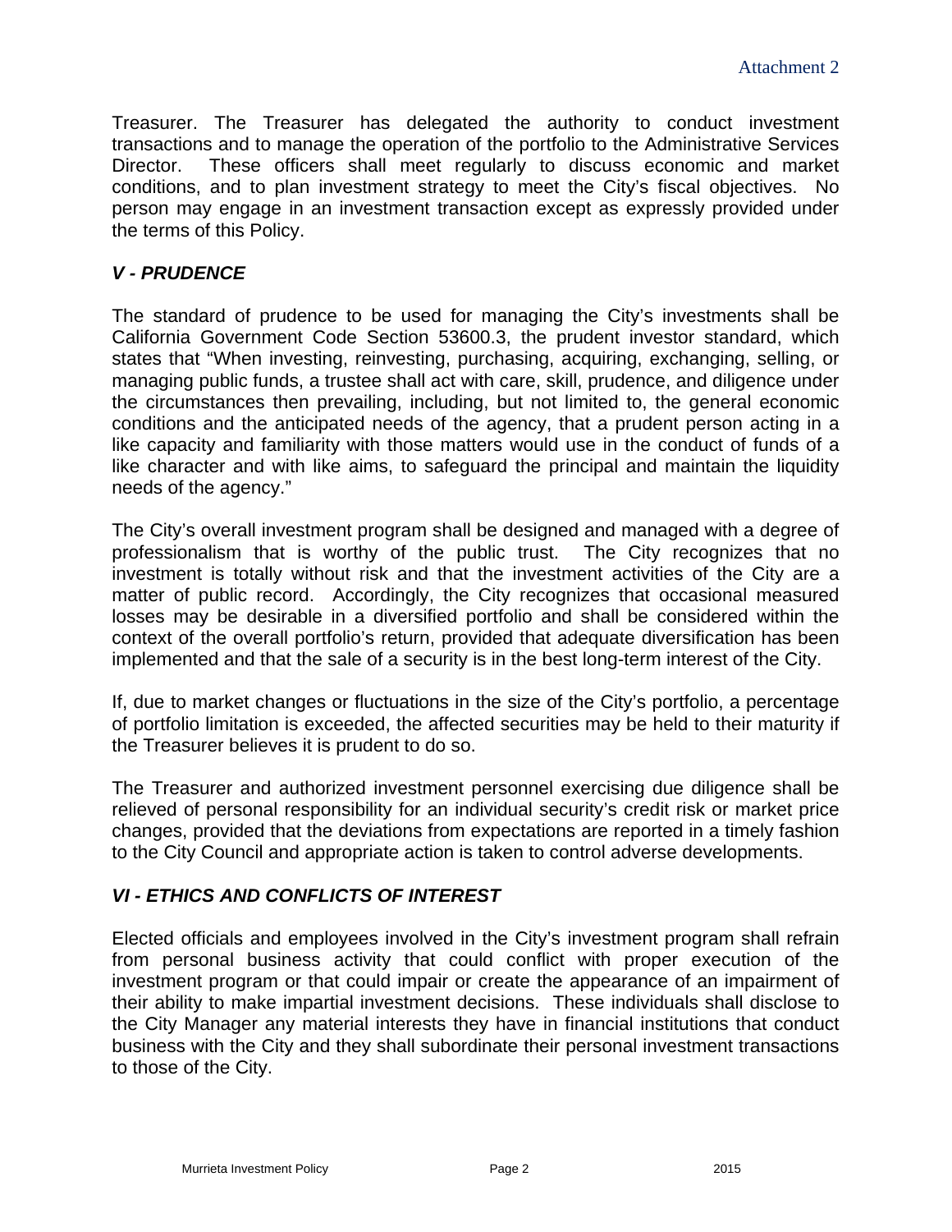Treasurer. The Treasurer has delegated the authority to conduct investment transactions and to manage the operation of the portfolio to the Administrative Services Director. These officers shall meet regularly to discuss economic and market conditions, and to plan investment strategy to meet the City's fiscal objectives. No person may engage in an investment transaction except as expressly provided under the terms of this Policy.

## *V - PRUDENCE*

The standard of prudence to be used for managing the City's investments shall be California Government Code Section 53600.3, the prudent investor standard, which states that "When investing, reinvesting, purchasing, acquiring, exchanging, selling, or managing public funds, a trustee shall act with care, skill, prudence, and diligence under the circumstances then prevailing, including, but not limited to, the general economic conditions and the anticipated needs of the agency, that a prudent person acting in a like capacity and familiarity with those matters would use in the conduct of funds of a like character and with like aims, to safeguard the principal and maintain the liquidity needs of the agency."

The City's overall investment program shall be designed and managed with a degree of professionalism that is worthy of the public trust. The City recognizes that no investment is totally without risk and that the investment activities of the City are a matter of public record. Accordingly, the City recognizes that occasional measured losses may be desirable in a diversified portfolio and shall be considered within the context of the overall portfolio's return, provided that adequate diversification has been implemented and that the sale of a security is in the best long-term interest of the City.

If, due to market changes or fluctuations in the size of the City's portfolio, a percentage of portfolio limitation is exceeded, the affected securities may be held to their maturity if the Treasurer believes it is prudent to do so.

The Treasurer and authorized investment personnel exercising due diligence shall be relieved of personal responsibility for an individual security's credit risk or market price changes, provided that the deviations from expectations are reported in a timely fashion to the City Council and appropriate action is taken to control adverse developments.

## *VI - ETHICS AND CONFLICTS OF INTEREST*

Elected officials and employees involved in the City's investment program shall refrain from personal business activity that could conflict with proper execution of the investment program or that could impair or create the appearance of an impairment of their ability to make impartial investment decisions. These individuals shall disclose to the City Manager any material interests they have in financial institutions that conduct business with the City and they shall subordinate their personal investment transactions to those of the City.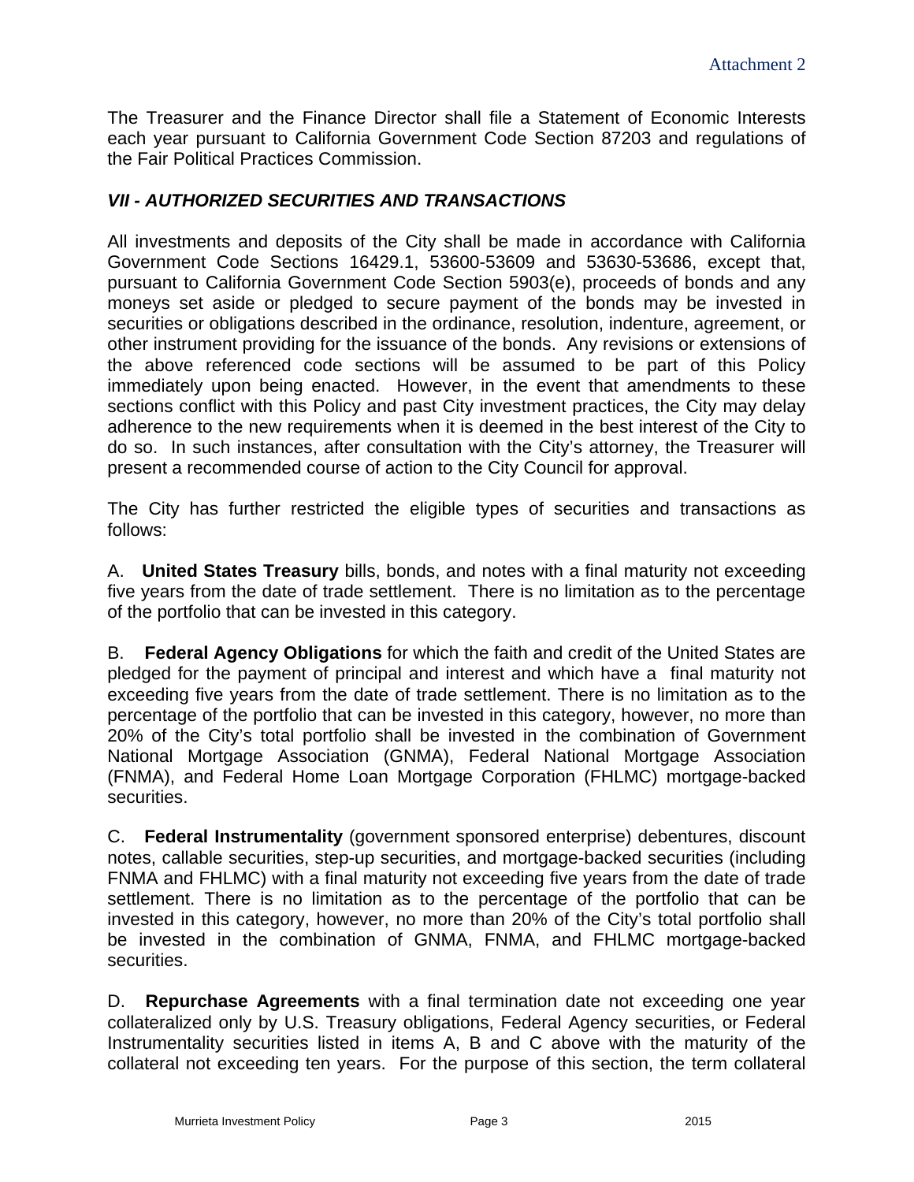The Treasurer and the Finance Director shall file a Statement of Economic Interests each year pursuant to California Government Code Section 87203 and regulations of the Fair Political Practices Commission.

### *VII - AUTHORIZED SECURITIES AND TRANSACTIONS*

All investments and deposits of the City shall be made in accordance with California Government Code Sections 16429.1, 53600-53609 and 53630-53686, except that, pursuant to California Government Code Section 5903(e), proceeds of bonds and any moneys set aside or pledged to secure payment of the bonds may be invested in securities or obligations described in the ordinance, resolution, indenture, agreement, or other instrument providing for the issuance of the bonds. Any revisions or extensions of the above referenced code sections will be assumed to be part of this Policy immediately upon being enacted. However, in the event that amendments to these sections conflict with this Policy and past City investment practices, the City may delay adherence to the new requirements when it is deemed in the best interest of the City to do so. In such instances, after consultation with the City's attorney, the Treasurer will present a recommended course of action to the City Council for approval.

The City has further restricted the eligible types of securities and transactions as follows:

A. **United States Treasury** bills, bonds, and notes with a final maturity not exceeding five years from the date of trade settlement. There is no limitation as to the percentage of the portfolio that can be invested in this category.

B. **Federal Agency Obligations** for which the faith and credit of the United States are pledged for the payment of principal and interest and which have a final maturity not exceeding five years from the date of trade settlement. There is no limitation as to the percentage of the portfolio that can be invested in this category, however, no more than 20% of the City's total portfolio shall be invested in the combination of Government National Mortgage Association (GNMA), Federal National Mortgage Association (FNMA), and Federal Home Loan Mortgage Corporation (FHLMC) mortgage-backed securities.

C. **Federal Instrumentality** (government sponsored enterprise) debentures, discount notes, callable securities, step-up securities, and mortgage-backed securities (including FNMA and FHLMC) with a final maturity not exceeding five years from the date of trade settlement. There is no limitation as to the percentage of the portfolio that can be invested in this category, however, no more than 20% of the City's total portfolio shall be invested in the combination of GNMA, FNMA, and FHLMC mortgage-backed securities.

D. **Repurchase Agreements** with a final termination date not exceeding one year collateralized only by U.S. Treasury obligations, Federal Agency securities, or Federal Instrumentality securities listed in items A, B and C above with the maturity of the collateral not exceeding ten years. For the purpose of this section, the term collateral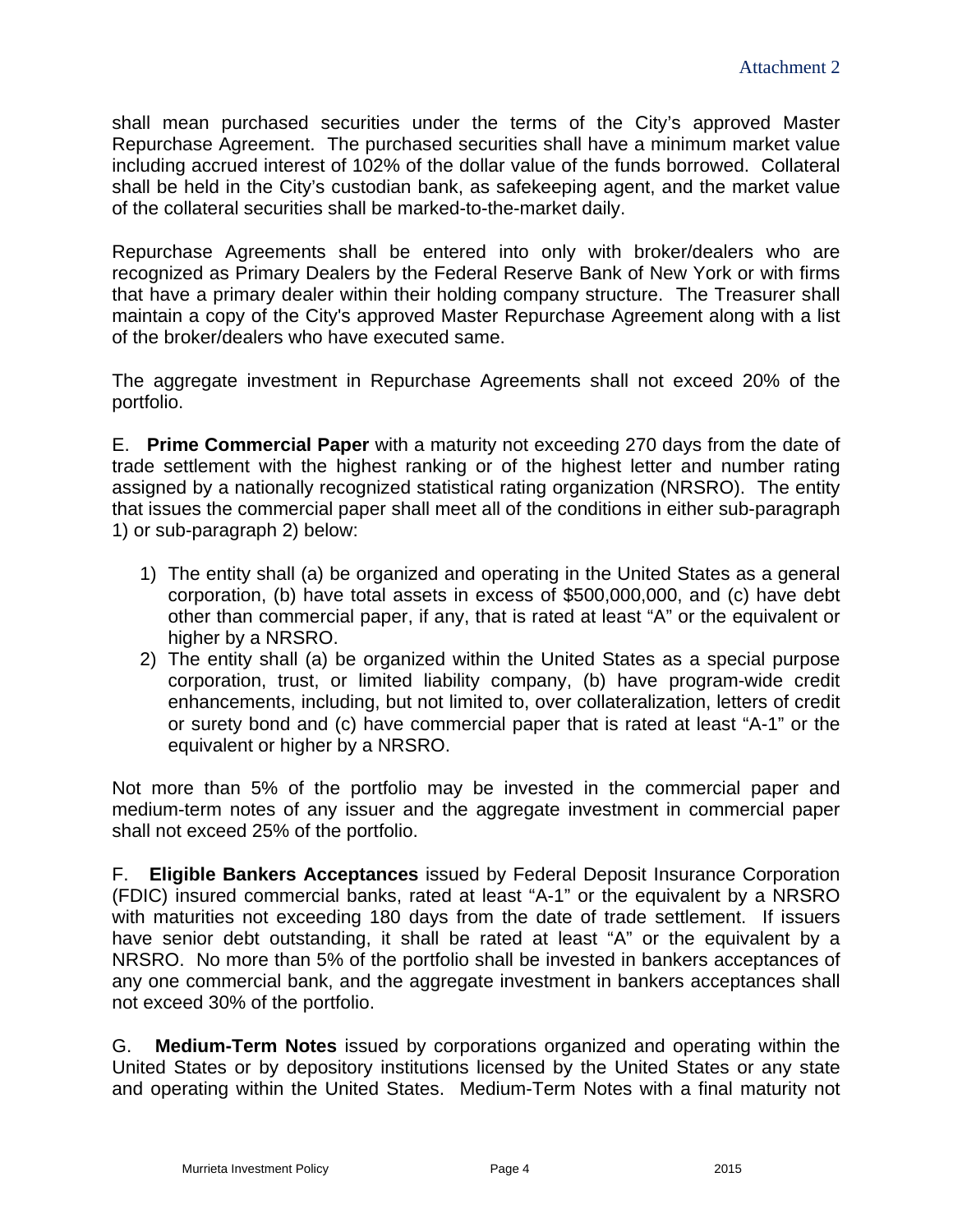shall mean purchased securities under the terms of the City's approved Master Repurchase Agreement. The purchased securities shall have a minimum market value including accrued interest of 102% of the dollar value of the funds borrowed. Collateral shall be held in the City's custodian bank, as safekeeping agent, and the market value of the collateral securities shall be marked-to-the-market daily.

Repurchase Agreements shall be entered into only with broker/dealers who are recognized as Primary Dealers by the Federal Reserve Bank of New York or with firms that have a primary dealer within their holding company structure. The Treasurer shall maintain a copy of the City's approved Master Repurchase Agreement along with a list of the broker/dealers who have executed same.

The aggregate investment in Repurchase Agreements shall not exceed 20% of the portfolio.

E. **Prime Commercial Paper** with a maturity not exceeding 270 days from the date of trade settlement with the highest ranking or of the highest letter and number rating assigned by a nationally recognized statistical rating organization (NRSRO). The entity that issues the commercial paper shall meet all of the conditions in either sub-paragraph 1) or sub-paragraph 2) below:

1) The entity shall (a) be organized and operating in the United States as a general corporation, (b) have total assets in excess of $500,000,000, and (c) have debt other than commercial paper, if any, that is rated at least "A" or the equivalent or higher by a NRSRO.
2) The entity shall (a) be organized within the United States as a special purpose corporation, trust, or limited liability company, (b) have program-wide credit enhancements, including, but not limited to, over collateralization, letters of credit or surety bond and (c) have commercial paper that is rated at least "A-1" or the equivalent or higher by a NRSRO.

Not more than 5% of the portfolio may be invested in the commercial paper and medium-term notes of any issuer and the aggregate investment in commercial paper shall not exceed 25% of the portfolio.

F. **Eligible Bankers Acceptances** issued by Federal Deposit Insurance Corporation (FDIC) insured commercial banks, rated at least "A-1" or the equivalent by a NRSRO with maturities not exceeding 180 days from the date of trade settlement. If issuers have senior debt outstanding, it shall be rated at least "A" or the equivalent by a NRSRO. No more than 5% of the portfolio shall be invested in bankers acceptances of any one commercial bank, and the aggregate investment in bankers acceptances shall not exceed 30% of the portfolio.

G. **Medium-Term Notes** issued by corporations organized and operating within the United States or by depository institutions licensed by the United States or any state and operating within the United States. Medium-Term Notes with a final maturity not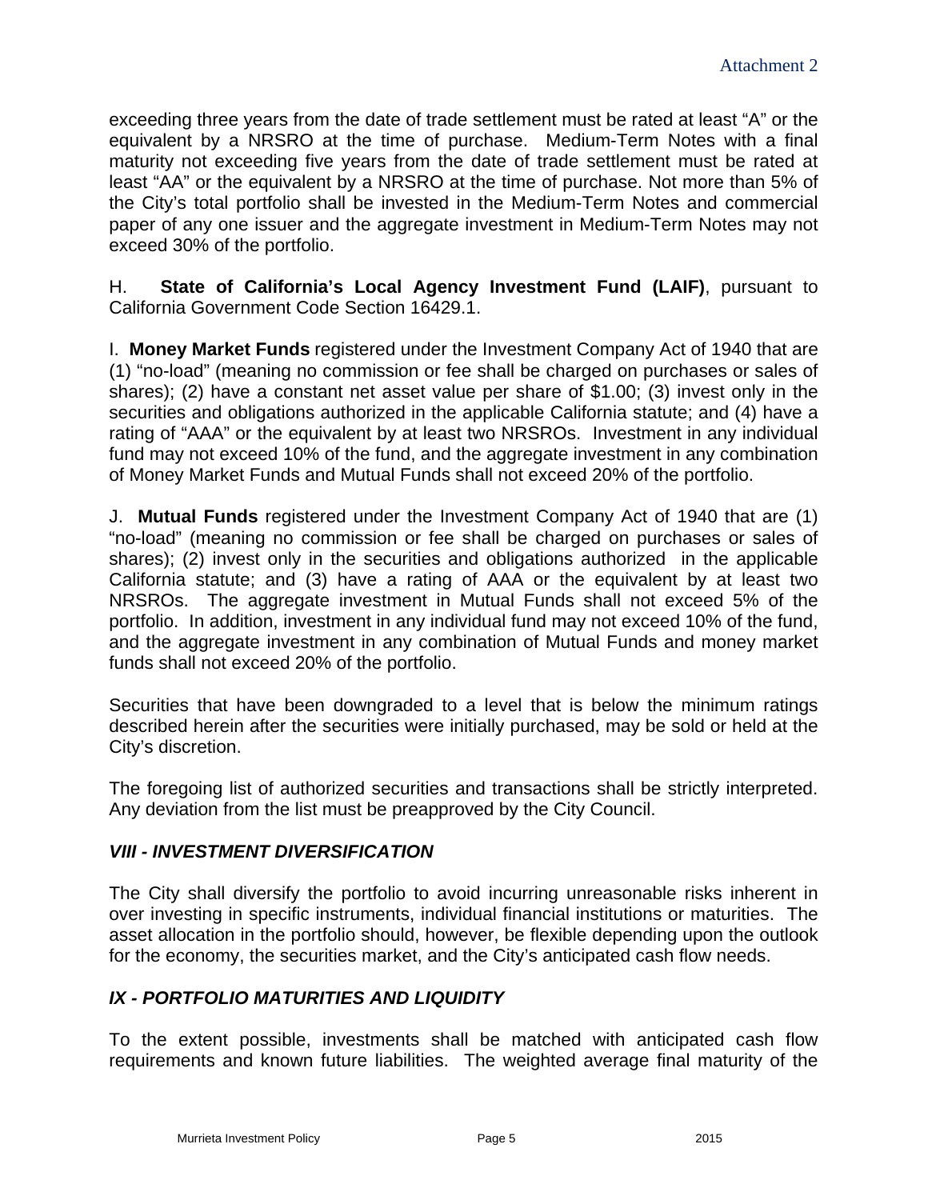exceeding three years from the date of trade settlement must be rated at least "A" or the equivalent by a NRSRO at the time of purchase. Medium-Term Notes with a final maturity not exceeding five years from the date of trade settlement must be rated at least "AA" or the equivalent by a NRSRO at the time of purchase. Not more than 5% of the City's total portfolio shall be invested in the Medium-Term Notes and commercial paper of any one issuer and the aggregate investment in Medium-Term Notes may not exceed 30% of the portfolio.

H. **State of California's Local Agency Investment Fund (LAIF)**, pursuant to California Government Code Section 16429.1.

I. **Money Market Funds** registered under the Investment Company Act of 1940 that are (1) "no-load" (meaning no commission or fee shall be charged on purchases or sales of shares); (2) have a constant net asset value per share of $1.00; (3) invest only in the securities and obligations authorized in the applicable California statute; and (4) have a rating of "AAA" or the equivalent by at least two NRSROs. Investment in any individual fund may not exceed 10% of the fund, and the aggregate investment in any combination of Money Market Funds and Mutual Funds shall not exceed 20% of the portfolio.

J. **Mutual Funds** registered under the Investment Company Act of 1940 that are (1) "no-load" (meaning no commission or fee shall be charged on purchases or sales of shares); (2) invest only in the securities and obligations authorized in the applicable California statute; and (3) have a rating of AAA or the equivalent by at least two NRSROs. The aggregate investment in Mutual Funds shall not exceed 5% of the portfolio. In addition, investment in any individual fund may not exceed 10% of the fund, and the aggregate investment in any combination of Mutual Funds and money market funds shall not exceed 20% of the portfolio.

Securities that have been downgraded to a level that is below the minimum ratings described herein after the securities were initially purchased, may be sold or held at the City's discretion.

The foregoing list of authorized securities and transactions shall be strictly interpreted. Any deviation from the list must be preapproved by the City Council.

## *VIII - INVESTMENT DIVERSIFICATION*

The City shall diversify the portfolio to avoid incurring unreasonable risks inherent in over investing in specific instruments, individual financial institutions or maturities. The asset allocation in the portfolio should, however, be flexible depending upon the outlook for the economy, the securities market, and the City's anticipated cash flow needs.

## *IX - PORTFOLIO MATURITIES AND LIQUIDITY*

To the extent possible, investments shall be matched with anticipated cash flow requirements and known future liabilities. The weighted average final maturity of the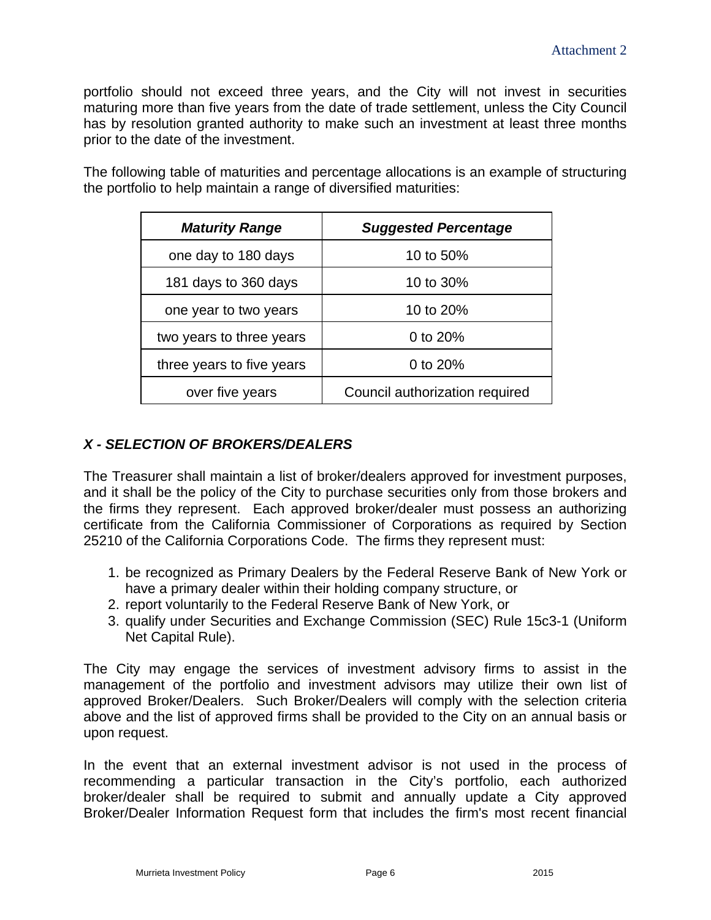portfolio should not exceed three years, and the City will not invest in securities maturing more than five years from the date of trade settlement, unless the City Council has by resolution granted authority to make such an investment at least three months prior to the date of the investment.

The following table of maturities and percentage allocations is an example of structuring the portfolio to help maintain a range of diversified maturities:

| ***Maturity Range*** | ***Suggested Percentage*** |
|---|---|
| one day to 180 days | 10 to 50% |
| 181 days to 360 days | 10 to 30% |
| one year to two years | 10 to 20% |
| two years to three years | 0 to 20% |
| three years to five years | 0 to 20% |
| over five years | Council authorization required |

### *X - SELECTION OF BROKERS/DEALERS*

The Treasurer shall maintain a list of broker/dealers approved for investment purposes, and it shall be the policy of the City to purchase securities only from those brokers and the firms they represent. Each approved broker/dealer must possess an authorizing certificate from the California Commissioner of Corporations as required by Section 25210 of the California Corporations Code. The firms they represent must:

1. be recognized as Primary Dealers by the Federal Reserve Bank of New York or have a primary dealer within their holding company structure, or
2. report voluntarily to the Federal Reserve Bank of New York, or
3. qualify under Securities and Exchange Commission (SEC) Rule 15c3-1 (Uniform Net Capital Rule).

The City may engage the services of investment advisory firms to assist in the management of the portfolio and investment advisors may utilize their own list of approved Broker/Dealers. Such Broker/Dealers will comply with the selection criteria above and the list of approved firms shall be provided to the City on an annual basis or upon request.

In the event that an external investment advisor is not used in the process of recommending a particular transaction in the City's portfolio, each authorized broker/dealer shall be required to submit and annually update a City approved Broker/Dealer Information Request form that includes the firm's most recent financial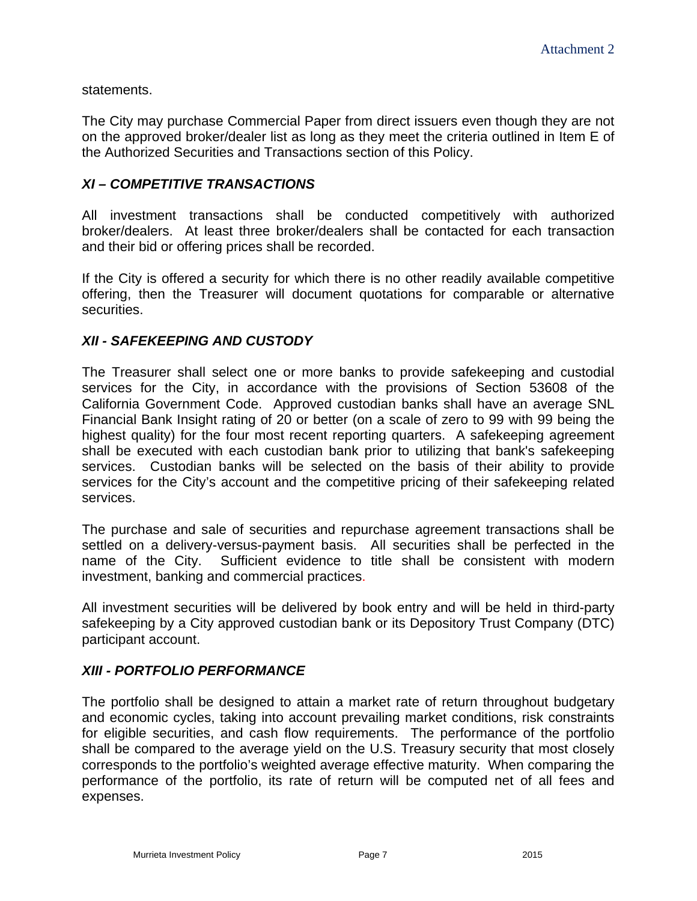statements.

The City may purchase Commercial Paper from direct issuers even though they are not on the approved broker/dealer list as long as they meet the criteria outlined in Item E of the Authorized Securities and Transactions section of this Policy.

### *XI – COMPETITIVE TRANSACTIONS*

All investment transactions shall be conducted competitively with authorized broker/dealers. At least three broker/dealers shall be contacted for each transaction and their bid or offering prices shall be recorded.

If the City is offered a security for which there is no other readily available competitive offering, then the Treasurer will document quotations for comparable or alternative securities.

### *XII - SAFEKEEPING AND CUSTODY*

The Treasurer shall select one or more banks to provide safekeeping and custodial services for the City, in accordance with the provisions of Section 53608 of the California Government Code. Approved custodian banks shall have an average SNL Financial Bank Insight rating of 20 or better (on a scale of zero to 99 with 99 being the highest quality) for the four most recent reporting quarters. A safekeeping agreement shall be executed with each custodian bank prior to utilizing that bank's safekeeping services. Custodian banks will be selected on the basis of their ability to provide services for the City's account and the competitive pricing of their safekeeping related services.

The purchase and sale of securities and repurchase agreement transactions shall be settled on a delivery-versus-payment basis. All securities shall be perfected in the name of the City. Sufficient evidence to title shall be consistent with modern investment, banking and commercial practices.

All investment securities will be delivered by book entry and will be held in third-party safekeeping by a City approved custodian bank or its Depository Trust Company (DTC) participant account.

### *XIII - PORTFOLIO PERFORMANCE*

The portfolio shall be designed to attain a market rate of return throughout budgetary and economic cycles, taking into account prevailing market conditions, risk constraints for eligible securities, and cash flow requirements. The performance of the portfolio shall be compared to the average yield on the U.S. Treasury security that most closely corresponds to the portfolio's weighted average effective maturity. When comparing the performance of the portfolio, its rate of return will be computed net of all fees and expenses.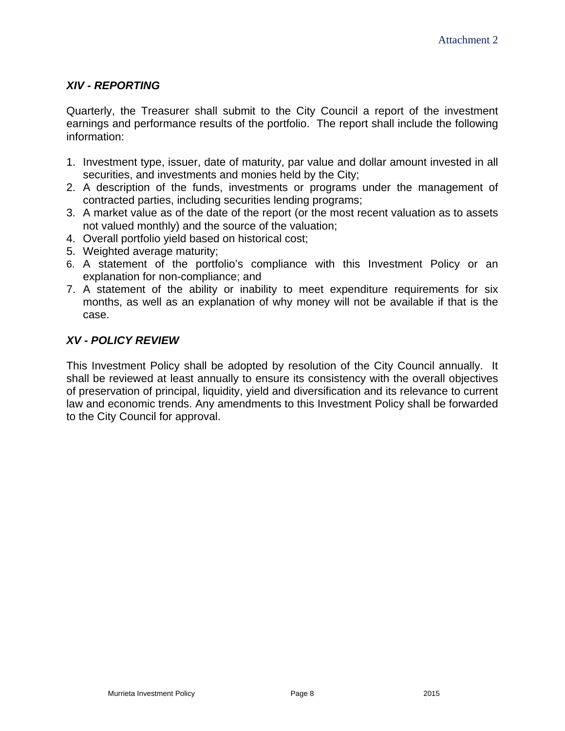### *XIV - REPORTING*

Quarterly, the Treasurer shall submit to the City Council a report of the investment earnings and performance results of the portfolio. The report shall include the following information:

1. Investment type, issuer, date of maturity, par value and dollar amount invested in all securities, and investments and monies held by the City;
2. A description of the funds, investments or programs under the management of contracted parties, including securities lending programs;
3. A market value as of the date of the report (or the most recent valuation as to assets not valued monthly) and the source of the valuation;
4. Overall portfolio yield based on historical cost;
5. Weighted average maturity;
6. A statement of the portfolio's compliance with this Investment Policy or an explanation for non-compliance; and
7. A statement of the ability or inability to meet expenditure requirements for six months, as well as an explanation of why money will not be available if that is the case.

### *XV - POLICY REVIEW*

This Investment Policy shall be adopted by resolution of the City Council annually. It shall be reviewed at least annually to ensure its consistency with the overall objectives of preservation of principal, liquidity, yield and diversification and its relevance to current law and economic trends. Any amendments to this Investment Policy shall be forwarded to the City Council for approval.